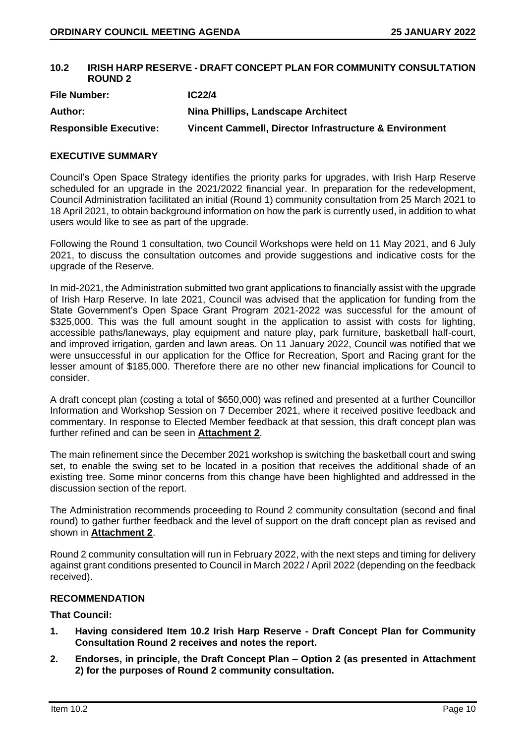## 10.2 IRISH HARP RESERVE - DRAFT CONCEPT PLAN FOR COMMUNITY CONSULTATION ROUND 2

| | |
|---|---|
| **File Number:** | **IC22/4** |
| **Author:** | **Nina Phillips, Landscape Architect** |
| **Responsible Executive:** | **Vincent Cammell, Director Infrastructure & Environment** |

### EXECUTIVE SUMMARY

Council's Open Space Strategy identifies the priority parks for upgrades, with Irish Harp Reserve scheduled for an upgrade in the 2021/2022 financial year. In preparation for the redevelopment, Council Administration facilitated an initial (Round 1) community consultation from 25 March 2021 to 18 April 2021, to obtain background information on how the park is currently used, in addition to what users would like to see as part of the upgrade.

Following the Round 1 consultation, two Council Workshops were held on 11 May 2021, and 6 July 2021, to discuss the consultation outcomes and provide suggestions and indicative costs for the upgrade of the Reserve.

In mid-2021, the Administration submitted two grant applications to financially assist with the upgrade of Irish Harp Reserve. In late 2021, Council was advised that the application for funding from the State Government's Open Space Grant Program 2021-2022 was successful for the amount of $325,000. This was the full amount sought in the application to assist with costs for lighting, accessible paths/laneways, play equipment and nature play, park furniture, basketball half-court, and improved irrigation, garden and lawn areas. On 11 January 2022, Council was notified that we were unsuccessful in our application for the Office for Recreation, Sport and Racing grant for the lesser amount of $185,000. Therefore there are no other new financial implications for Council to consider.

A draft concept plan (costing a total of $650,000) was refined and presented at a further Councillor Information and Workshop Session on 7 December 2021, where it received positive feedback and commentary. In response to Elected Member feedback at that session, this draft concept plan was further refined and can be seen in **Attachment 2**.

The main refinement since the December 2021 workshop is switching the basketball court and swing set, to enable the swing set to be located in a position that receives the additional shade of an existing tree. Some minor concerns from this change have been highlighted and addressed in the discussion section of the report.

The Administration recommends proceeding to Round 2 community consultation (second and final round) to gather further feedback and the level of support on the draft concept plan as revised and shown in **Attachment 2**.

Round 2 community consultation will run in February 2022, with the next steps and timing for delivery against grant conditions presented to Council in March 2022 / April 2022 (depending on the feedback received).

### RECOMMENDATION

**That Council:**

1. **Having considered Item 10.2 Irish Harp Reserve - Draft Concept Plan for Community Consultation Round 2 receives and notes the report.**
2. **Endorses, in principle, the Draft Concept Plan – Option 2 (as presented in Attachment 2) for the purposes of Round 2 community consultation.**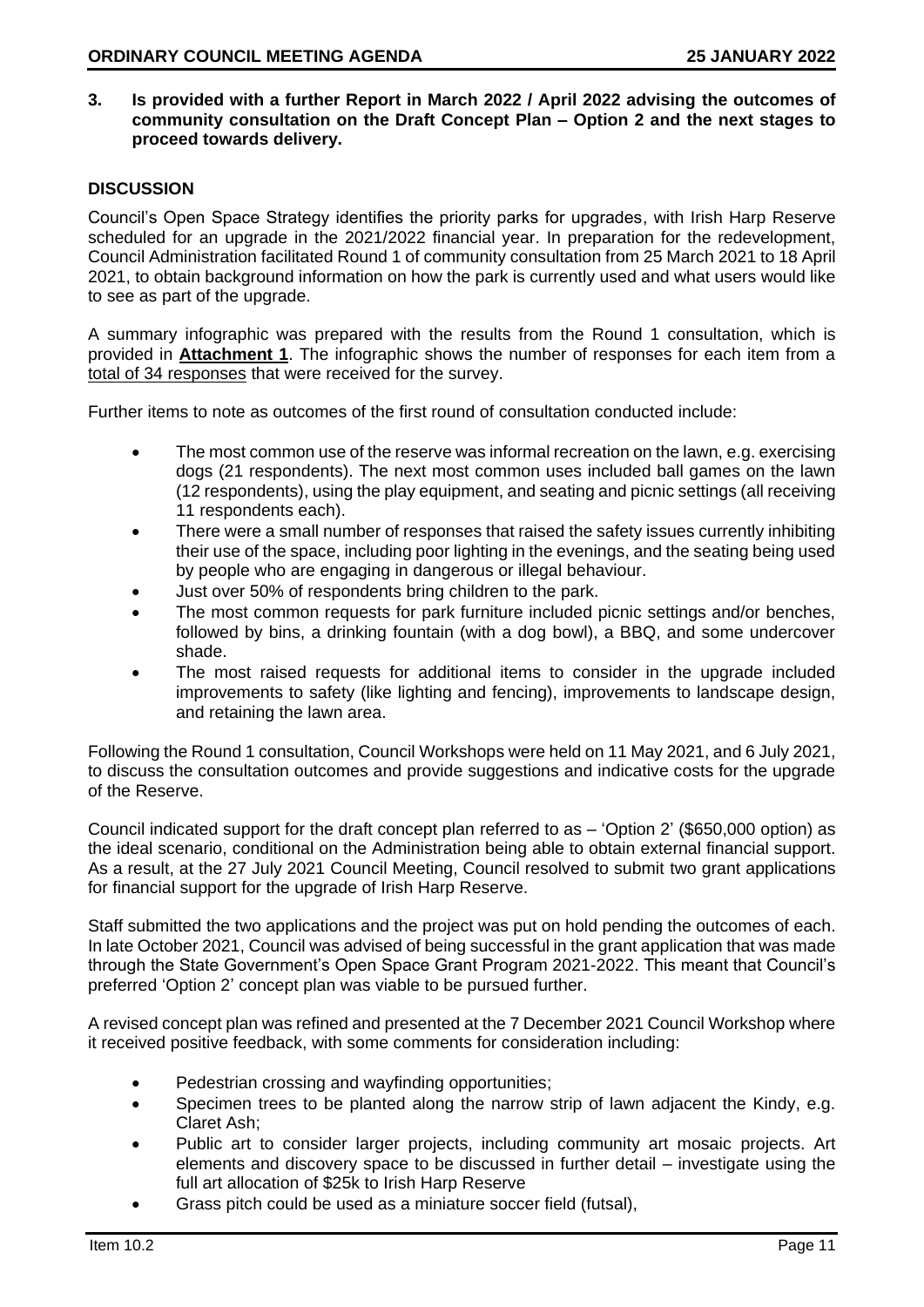**3. Is provided with a further Report in March 2022 / April 2022 advising the outcomes of community consultation on the Draft Concept Plan – Option 2 and the next stages to proceed towards delivery.**

## DISCUSSION

Council's Open Space Strategy identifies the priority parks for upgrades, with Irish Harp Reserve scheduled for an upgrade in the 2021/2022 financial year. In preparation for the redevelopment, Council Administration facilitated Round 1 of community consultation from 25 March 2021 to 18 April 2021, to obtain background information on how the park is currently used and what users would like to see as part of the upgrade.

A summary infographic was prepared with the results from the Round 1 consultation, which is provided in **Attachment 1**. The infographic shows the number of responses for each item from a total of 34 responses that were received for the survey.

Further items to note as outcomes of the first round of consultation conducted include:

- The most common use of the reserve was informal recreation on the lawn, e.g. exercising dogs (21 respondents). The next most common uses included ball games on the lawn (12 respondents), using the play equipment, and seating and picnic settings (all receiving 11 respondents each).
- There were a small number of responses that raised the safety issues currently inhibiting their use of the space, including poor lighting in the evenings, and the seating being used by people who are engaging in dangerous or illegal behaviour.
- Just over 50% of respondents bring children to the park.
- The most common requests for park furniture included picnic settings and/or benches, followed by bins, a drinking fountain (with a dog bowl), a BBQ, and some undercover shade.
- The most raised requests for additional items to consider in the upgrade included improvements to safety (like lighting and fencing), improvements to landscape design, and retaining the lawn area.

Following the Round 1 consultation, Council Workshops were held on 11 May 2021, and 6 July 2021, to discuss the consultation outcomes and provide suggestions and indicative costs for the upgrade of the Reserve.

Council indicated support for the draft concept plan referred to as – 'Option 2' ($650,000 option) as the ideal scenario, conditional on the Administration being able to obtain external financial support. As a result, at the 27 July 2021 Council Meeting, Council resolved to submit two grant applications for financial support for the upgrade of Irish Harp Reserve.

Staff submitted the two applications and the project was put on hold pending the outcomes of each. In late October 2021, Council was advised of being successful in the grant application that was made through the State Government's Open Space Grant Program 2021-2022. This meant that Council's preferred 'Option 2' concept plan was viable to be pursued further.

A revised concept plan was refined and presented at the 7 December 2021 Council Workshop where it received positive feedback, with some comments for consideration including:

- Pedestrian crossing and wayfinding opportunities;
- Specimen trees to be planted along the narrow strip of lawn adjacent the Kindy, e.g. Claret Ash;
- Public art to consider larger projects, including community art mosaic projects. Art elements and discovery space to be discussed in further detail – investigate using the full art allocation of $25k to Irish Harp Reserve
- Grass pitch could be used as a miniature soccer field (futsal),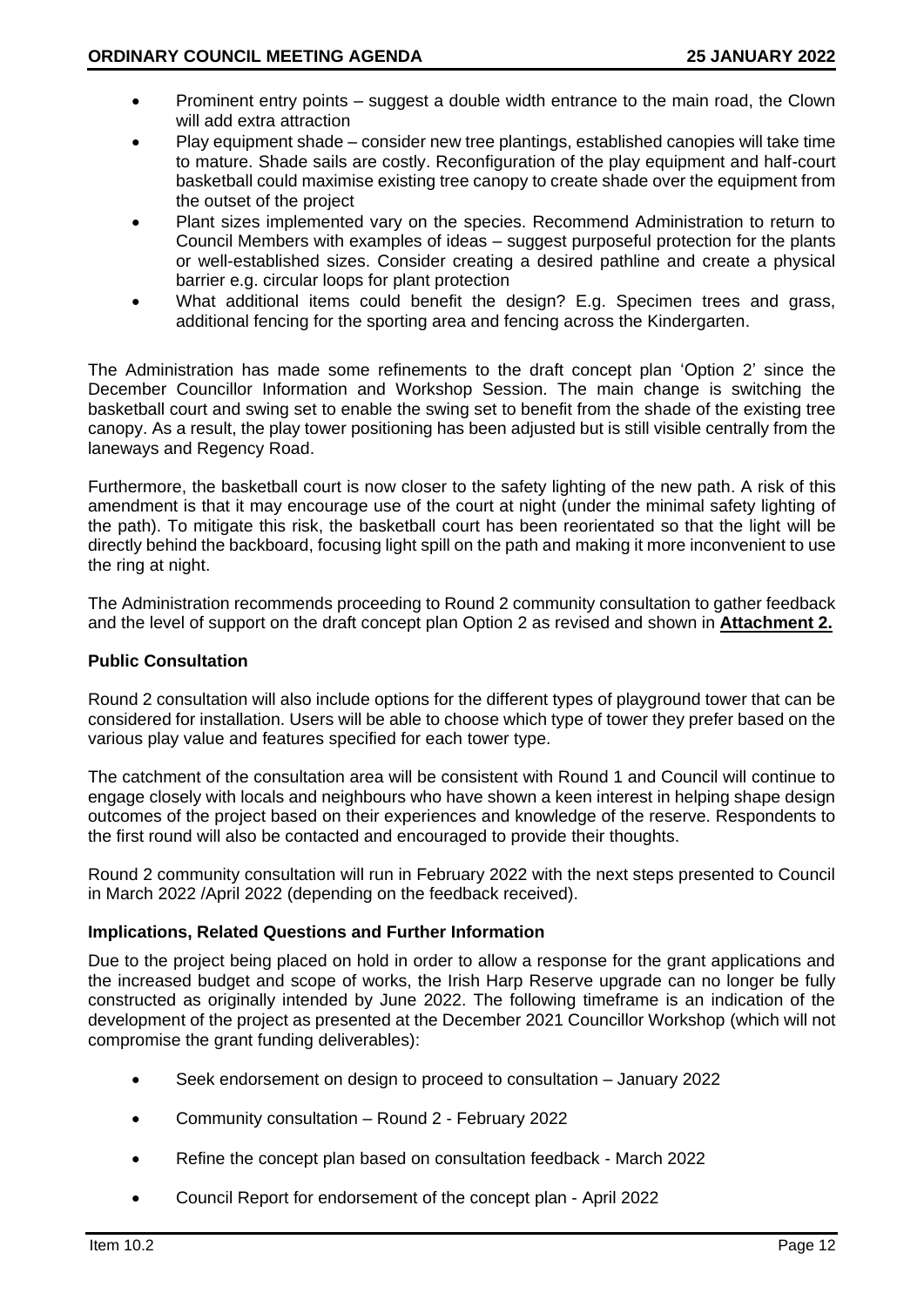- Prominent entry points – suggest a double width entrance to the main road, the Clown will add extra attraction
- Play equipment shade – consider new tree plantings, established canopies will take time to mature. Shade sails are costly. Reconfiguration of the play equipment and half-court basketball could maximise existing tree canopy to create shade over the equipment from the outset of the project
- Plant sizes implemented vary on the species. Recommend Administration to return to Council Members with examples of ideas – suggest purposeful protection for the plants or well-established sizes. Consider creating a desired pathline and create a physical barrier e.g. circular loops for plant protection
- What additional items could benefit the design? E.g. Specimen trees and grass, additional fencing for the sporting area and fencing across the Kindergarten.

The Administration has made some refinements to the draft concept plan 'Option 2' since the December Councillor Information and Workshop Session. The main change is switching the basketball court and swing set to enable the swing set to benefit from the shade of the existing tree canopy. As a result, the play tower positioning has been adjusted but is still visible centrally from the laneways and Regency Road.

Furthermore, the basketball court is now closer to the safety lighting of the new path. A risk of this amendment is that it may encourage use of the court at night (under the minimal safety lighting of the path). To mitigate this risk, the basketball court has been reorientated so that the light will be directly behind the backboard, focusing light spill on the path and making it more inconvenient to use the ring at night.

The Administration recommends proceeding to Round 2 community consultation to gather feedback and the level of support on the draft concept plan Option 2 as revised and shown in **Attachment 2.**

**Public Consultation**

Round 2 consultation will also include options for the different types of playground tower that can be considered for installation. Users will be able to choose which type of tower they prefer based on the various play value and features specified for each tower type.

The catchment of the consultation area will be consistent with Round 1 and Council will continue to engage closely with locals and neighbours who have shown a keen interest in helping shape design outcomes of the project based on their experiences and knowledge of the reserve. Respondents to the first round will also be contacted and encouraged to provide their thoughts.

Round 2 community consultation will run in February 2022 with the next steps presented to Council in March 2022 /April 2022 (depending on the feedback received).

**Implications, Related Questions and Further Information**

Due to the project being placed on hold in order to allow a response for the grant applications and the increased budget and scope of works, the Irish Harp Reserve upgrade can no longer be fully constructed as originally intended by June 2022. The following timeframe is an indication of the development of the project as presented at the December 2021 Councillor Workshop (which will not compromise the grant funding deliverables):

- Seek endorsement on design to proceed to consultation – January 2022
- Community consultation – Round 2 - February 2022
- Refine the concept plan based on consultation feedback - March 2022
- Council Report for endorsement of the concept plan - April 2022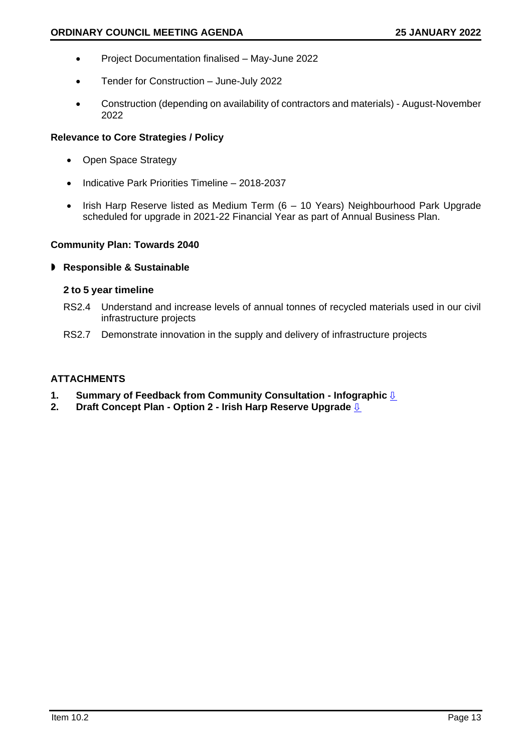- Project Documentation finalised – May-June 2022
- Tender for Construction – June-July 2022
- Construction (depending on availability of contractors and materials) - August-November 2022

**Relevance to Core Strategies / Policy**

- Open Space Strategy
- Indicative Park Priorities Timeline – 2018-2037
- Irish Harp Reserve listed as Medium Term (6 – 10 Years) Neighbourhood Park Upgrade scheduled for upgrade in 2021-22 Financial Year as part of Annual Business Plan.

**Community Plan: Towards 2040**

◗ **Responsible & Sustainable**

**2 to 5 year timeline**

RS2.4 Understand and increase levels of annual tonnes of recycled materials used in our civil infrastructure projects

RS2.7 Demonstrate innovation in the supply and delivery of infrastructure projects

**ATTACHMENTS**

1. **Summary of Feedback from Community Consultation - Infographic ⇩**
2. **Draft Concept Plan - Option 2 - Irish Harp Reserve Upgrade ⇩**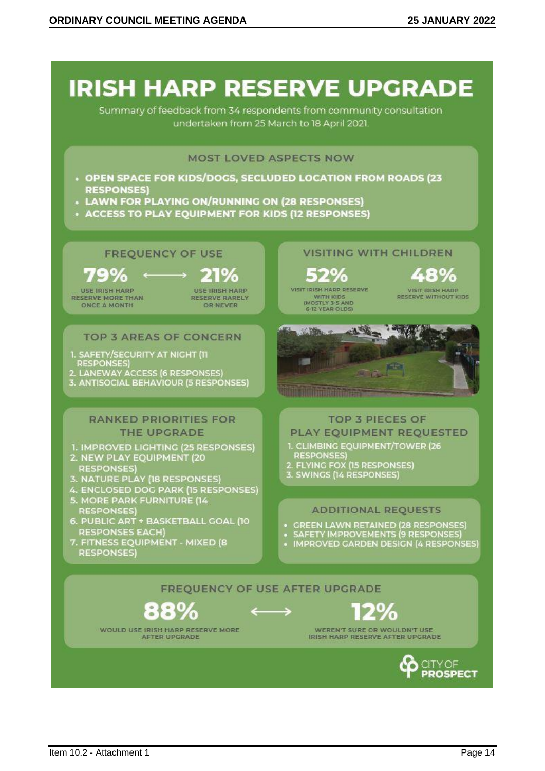# IRISH HARP RESERVE UPGRADE

Summary of feedback from 34 respondents from community consultation undertaken from 25 March to 18 April 2021.

## MOST LOVED ASPECTS NOW

- **OPEN SPACE FOR KIDS/DOGS, SECLUDED LOCATION FROM ROADS (23 RESPONSES)**
- **LAWN FOR PLAYING ON/RUNNING ON (28 RESPONSES)**
- **ACCESS TO PLAY EQUIPMENT FOR KIDS (12 RESPONSES)**

## FREQUENCY OF USE

**79%** ⟷ **21%**

USE IRISH HARP RESERVE MORE THAN ONCE A MONTH

USE IRISH HARP RESERVE RARELY OR NEVER

## VISITING WITH CHILDREN

**52%**

VISIT IRISH HARP RESERVE WITH KIDS (MOSTLY 3-5 AND 6-12 YEAR OLDS)

**48%**

VISIT IRISH HARP RESERVE WITHOUT KIDS

## TOP 3 AREAS OF CONCERN

1. SAFETY/SECURITY AT NIGHT (11 RESPONSES)
2. LANEWAY ACCESS (6 RESPONSES)
3. ANTISOCIAL BEHAVIOUR (5 RESPONSES)

## RANKED PRIORITIES FOR THE UPGRADE

1. IMPROVED LIGHTING (25 RESPONSES)
2. NEW PLAY EQUIPMENT (20 RESPONSES)
3. NATURE PLAY (18 RESPONSES)
4. ENCLOSED DOG PARK (15 RESPONSES)
5. MORE PARK FURNITURE (14 RESPONSES)
6. PUBLIC ART + BASKETBALL GOAL (10 RESPONSES EACH)
7. FITNESS EQUIPMENT - MIXED (8 RESPONSES)

## TOP 3 PIECES OF PLAY EQUIPMENT REQUESTED

1. CLIMBING EQUIPMENT/TOWER (26 RESPONSES)
2. FLYING FOX (15 RESPONSES)
3. SWINGS (14 RESPONSES)

## ADDITIONAL REQUESTS

- GREEN LAWN RETAINED (28 RESPONSES)
- SAFETY IMPROVEMENTS (9 RESPONSES)
- IMPROVED GARDEN DESIGN (4 RESPONSES)

## FREQUENCY OF USE AFTER UPGRADE

**88%** ⟷ **12%**

WOULD USE IRISH HARP RESERVE MORE AFTER UPGRADE

WEREN'T SURE OR WOULDN'T USE IRISH HARP RESERVE AFTER UPGRADE

CITY OF PROSPECT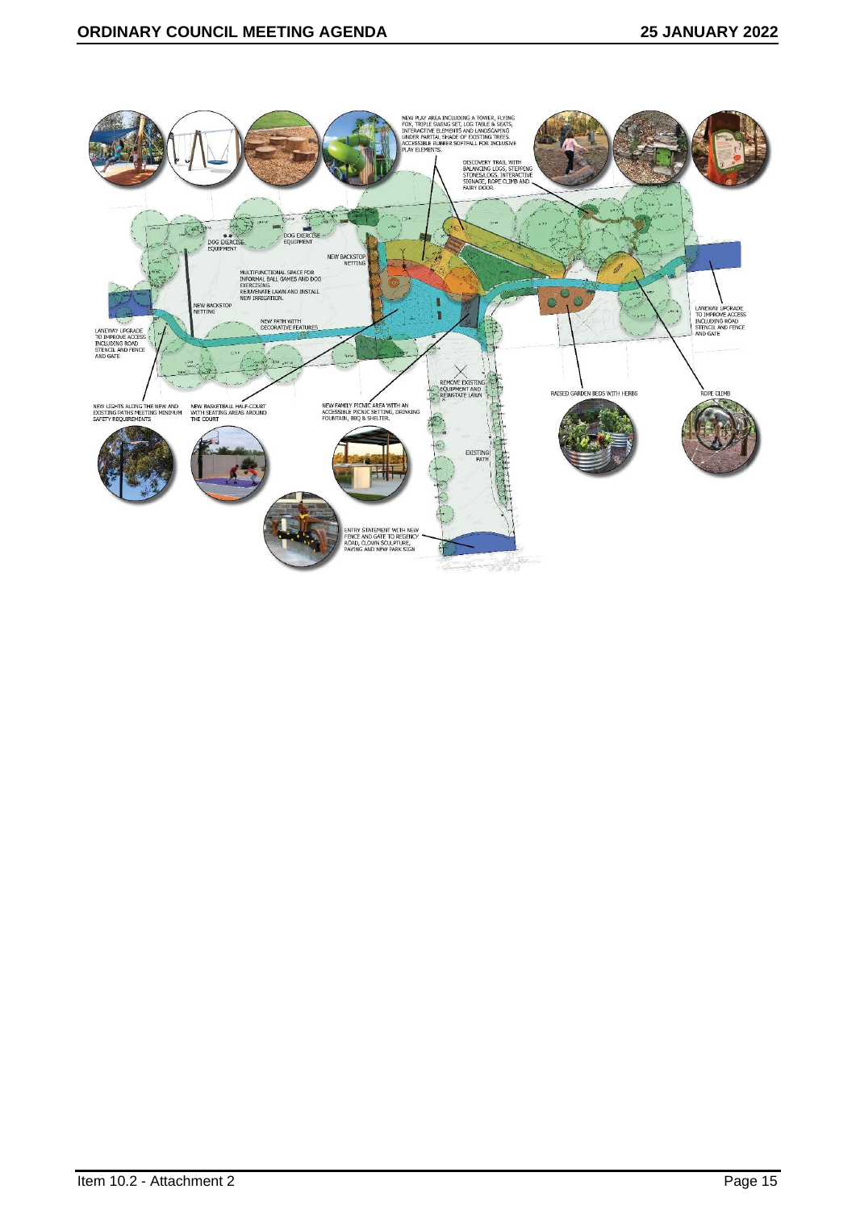NEW PLAY AREA INCLUDING A TOWER, FLYING FOX, TRIPLE SWING SET, LOG TABLE & SEATS, INTERACTIVE ELEMENTS AND LANDSCAPING UNDER PARTIAL SHADE OF EXISTING TREES. ACCESSIBLE RUBBER SOFTFALL FOR INCLUSIVE PLAY ELEMENTS.

DISCOVERY TRAIL WITH BALANCING LOGS, STEPPING STONES/LOGS, INTERACTIVE SIGNAGE, ROPE CLIMB AND FAIRY DOOR.

DOG EXERCISE EQUIPMENT

DOG EXERCISE EQUIPMENT

NEW BACKSTOP NETTING

MULTIFUNCTIONAL SPACE FOR INFORMAL BALL GAMES AND DOG EXERCISING. REJUVENATE LAWN AND INSTALL NEW IRRIGATION.

NEW BACKSTOP NETTING

NEW PATH WITH DECORATIVE FEATURES

LANEWAY UPGRADE TO IMPROVE ACCESS INCLUDING ROAD STENCIL AND FENCE AND GATE

LANEWAY UPGRADE TO IMPROVE ACCESS INCLUDING ROAD STENCIL AND FENCE AND GATE

REMOVE EXISTING EQUIPMENT AND REINSTATE LAWN

RAISED GARDEN BEDS WITH HERBS

ROPE CLIMB

NEW LIGHTS ALONG THE NEW AND EXISTING PATHS MEETING MINIMUM SAFETY REQUIREMENTS

NEW BASKETBALL HALF-COURT WITH SEATING AREAS AROUND THE COURT

NEW FAMILY PICNIC AREA WITH AN ACCESSIBLE PICNIC SETTING, DRINKING FOUNTAIN, BBQ & SHELTER.

EXISTING PATH

ENTRY STATEMENT WITH NEW FENCE AND GATE TO REGENCY ROAD, CLOWN SCULPTURE, PAVING AND NEW PARK SIGN